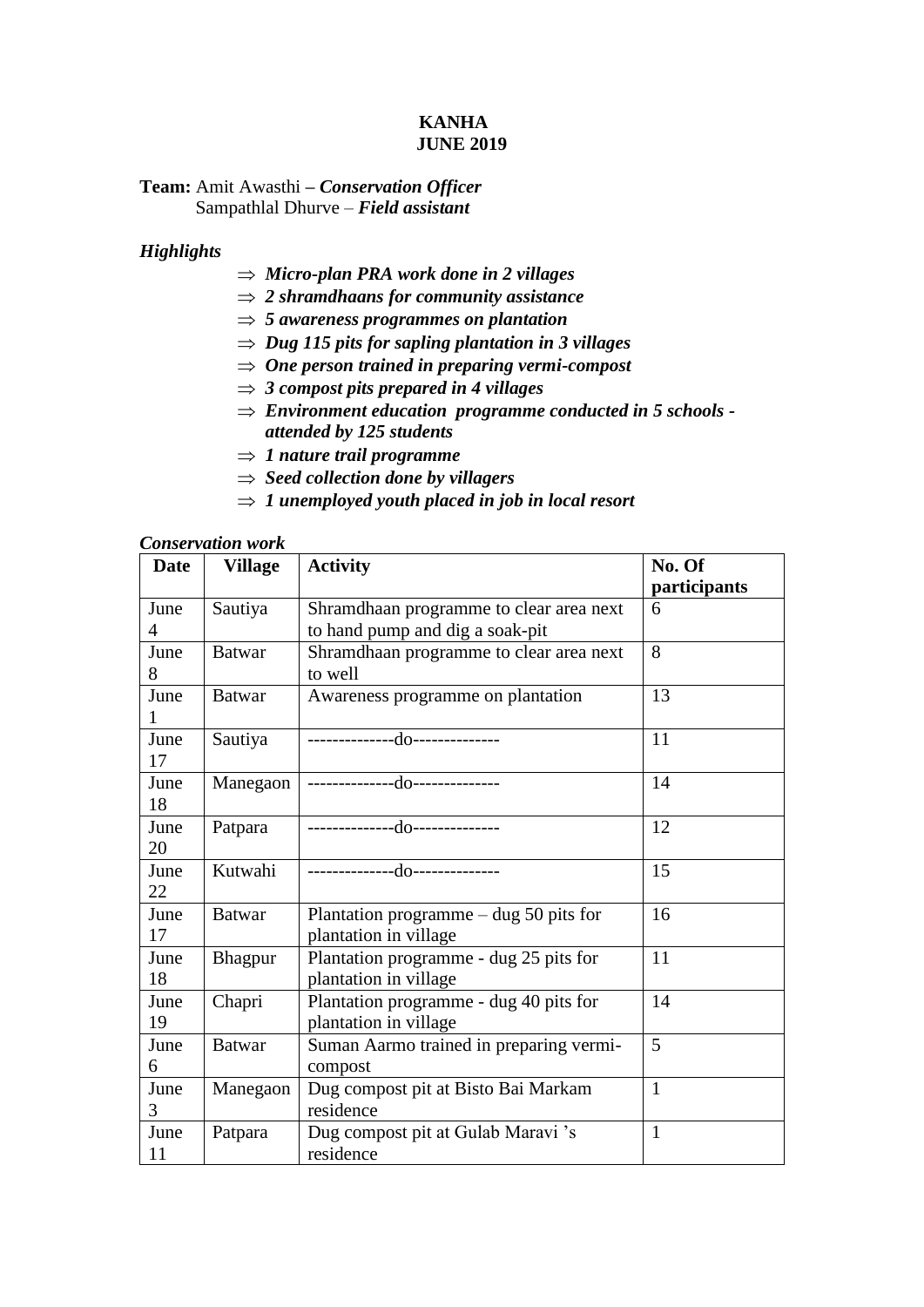# KANHA
## JUNE 2019

**Team:** Amit Awasthi – ***Conservation Officer***
Sampathlal Dhurve – ***Field assistant***

***Highlights***

- ⇒ ***Micro-plan PRA work done in 2 villages***
- ⇒ ***2 shramdhaans for community assistance***
- ⇒ ***5 awareness programmes on plantation***
- ⇒ ***Dug 115 pits for sapling plantation in 3 villages***
- ⇒ ***One person trained in preparing vermi-compost***
- ⇒ ***3 compost pits prepared in 4 villages***
- ⇒ ***Environment education programme conducted in 5 schools - attended by 125 students***
- ⇒ ***1 nature trail programme***
- ⇒ ***Seed collection done by villagers***
- ⇒ ***1 unemployed youth placed in job in local resort***

***Conservation work***

| **Date** | **Village** | **Activity** | **No. Of participants** |
|---|---|---|---|
| June 4 | Sautiya | Shramdhaan programme to clear area next to hand pump and dig a soak-pit | 6 |
| June 8 | Batwar | Shramdhaan programme to clear area next to well | 8 |
| June 1 | Batwar | Awareness programme on plantation | 13 |
| June 17 | Sautiya | --------------do-------------- | 11 |
| June 18 | Manegaon | --------------do-------------- | 14 |
| June 20 | Patpara | --------------do-------------- | 12 |
| June 22 | Kutwahi | --------------do-------------- | 15 |
| June 17 | Batwar | Plantation programme – dug 50 pits for plantation in village | 16 |
| June 18 | Bhagpur | Plantation programme - dug 25 pits for plantation in village | 11 |
| June 19 | Chapri | Plantation programme - dug 40 pits for plantation in village | 14 |
| June 6 | Batwar | Suman Aarmo trained in preparing vermi-compost | 5 |
| June 3 | Manegaon | Dug compost pit at Bisto Bai Markam residence | 1 |
| June 11 | Patpara | Dug compost pit at Gulab Maravi 's residence | 1 |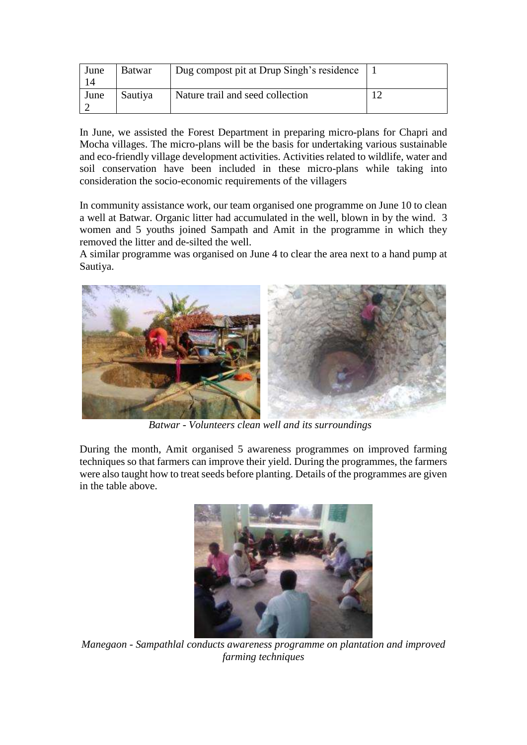| June 14 | Batwar | Dug compost pit at Drup Singh's residence | 1 |
|---|---|---|---|
| June 2 | Sautiya | Nature trail and seed collection | 12 |

In June, we assisted the Forest Department in preparing micro-plans for Chapri and Mocha villages. The micro-plans will be the basis for undertaking various sustainable and eco-friendly village development activities. Activities related to wildlife, water and soil conservation have been included in these micro-plans while taking into consideration the socio-economic requirements of the villagers

In community assistance work, our team organised one programme on June 10 to clean a well at Batwar. Organic litter had accumulated in the well, blown in by the wind. 3 women and 5 youths joined Sampath and Amit in the programme in which they removed the litter and de-silted the well.
A similar programme was organised on June 4 to clear the area next to a hand pump at Sautiya.

*Batwar - Volunteers clean well and its surroundings*

During the month, Amit organised 5 awareness programmes on improved farming techniques so that farmers can improve their yield. During the programmes, the farmers were also taught how to treat seeds before planting. Details of the programmes are given in the table above.

*Manegaon - Sampathlal conducts awareness programme on plantation and improved farming techniques*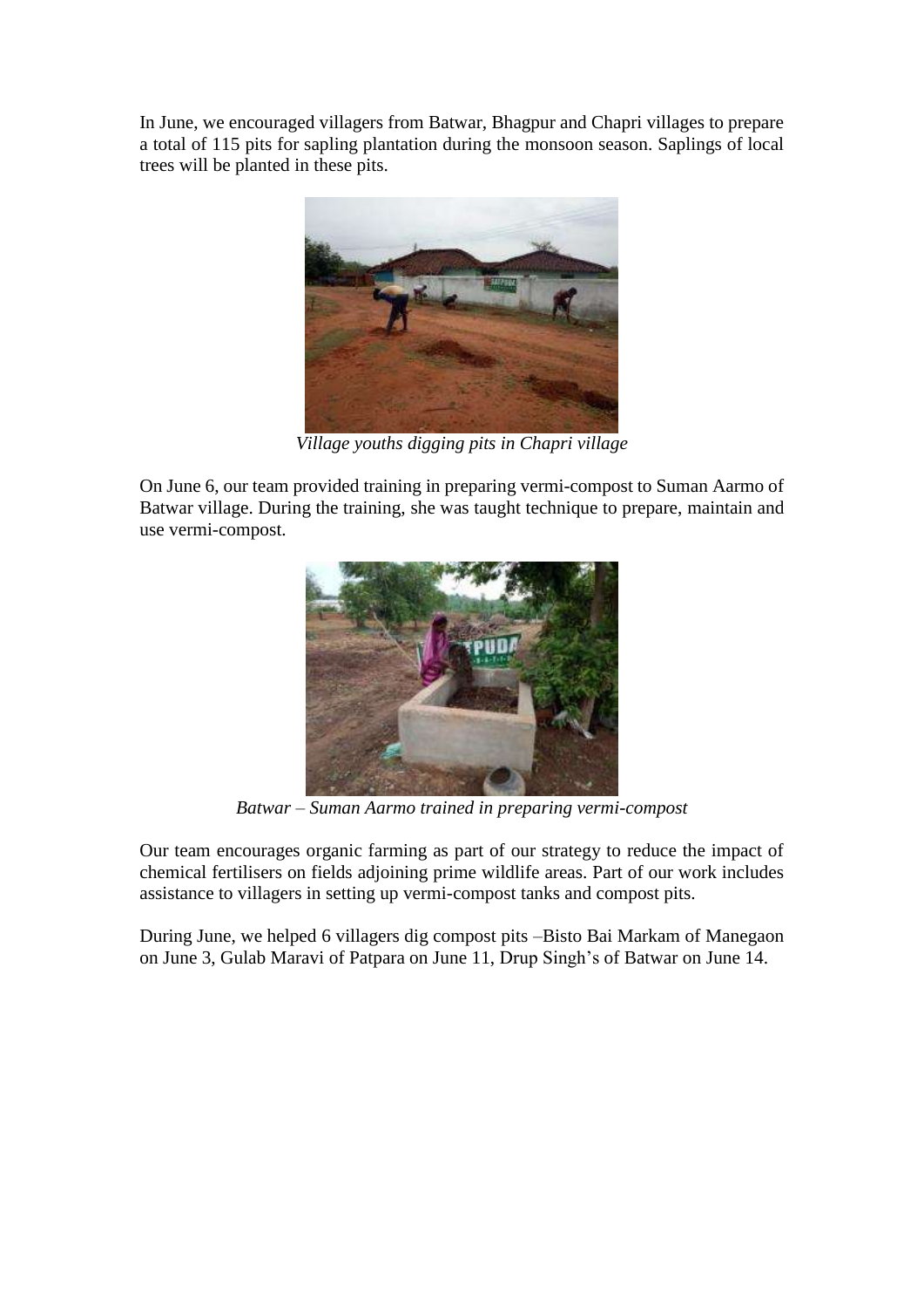In June, we encouraged villagers from Batwar, Bhagpur and Chapri villages to prepare a total of 115 pits for sapling plantation during the monsoon season. Saplings of local trees will be planted in these pits.

*Village youths digging pits in Chapri village*

On June 6, our team provided training in preparing vermi-compost to Suman Aarmo of Batwar village. During the training, she was taught technique to prepare, maintain and use vermi-compost.

*Batwar – Suman Aarmo trained in preparing vermi-compost*

Our team encourages organic farming as part of our strategy to reduce the impact of chemical fertilisers on fields adjoining prime wildlife areas. Part of our work includes assistance to villagers in setting up vermi-compost tanks and compost pits.

During June, we helped 6 villagers dig compost pits –Bisto Bai Markam of Manegaon on June 3, Gulab Maravi of Patpara on June 11, Drup Singh's of Batwar on June 14.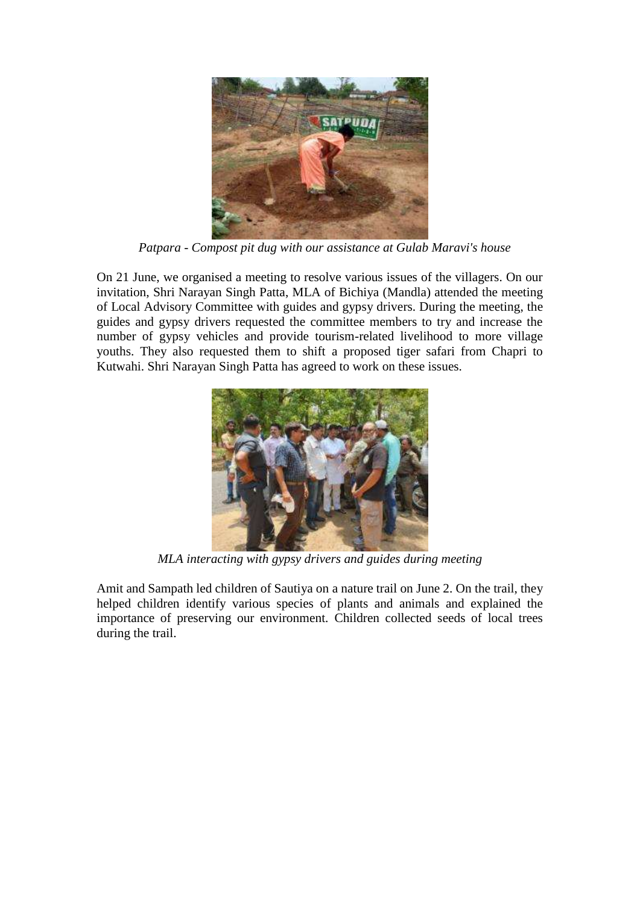*Patpara - Compost pit dug with our assistance at Gulab Maravi's house*

On 21 June, we organised a meeting to resolve various issues of the villagers. On our invitation, Shri Narayan Singh Patta, MLA of Bichiya (Mandla) attended the meeting of Local Advisory Committee with guides and gypsy drivers. During the meeting, the guides and gypsy drivers requested the committee members to try and increase the number of gypsy vehicles and provide tourism-related livelihood to more village youths. They also requested them to shift a proposed tiger safari from Chapri to Kutwahi. Shri Narayan Singh Patta has agreed to work on these issues.

*MLA interacting with gypsy drivers and guides during meeting*

Amit and Sampath led children of Sautiya on a nature trail on June 2. On the trail, they helped children identify various species of plants and animals and explained the importance of preserving our environment. Children collected seeds of local trees during the trail.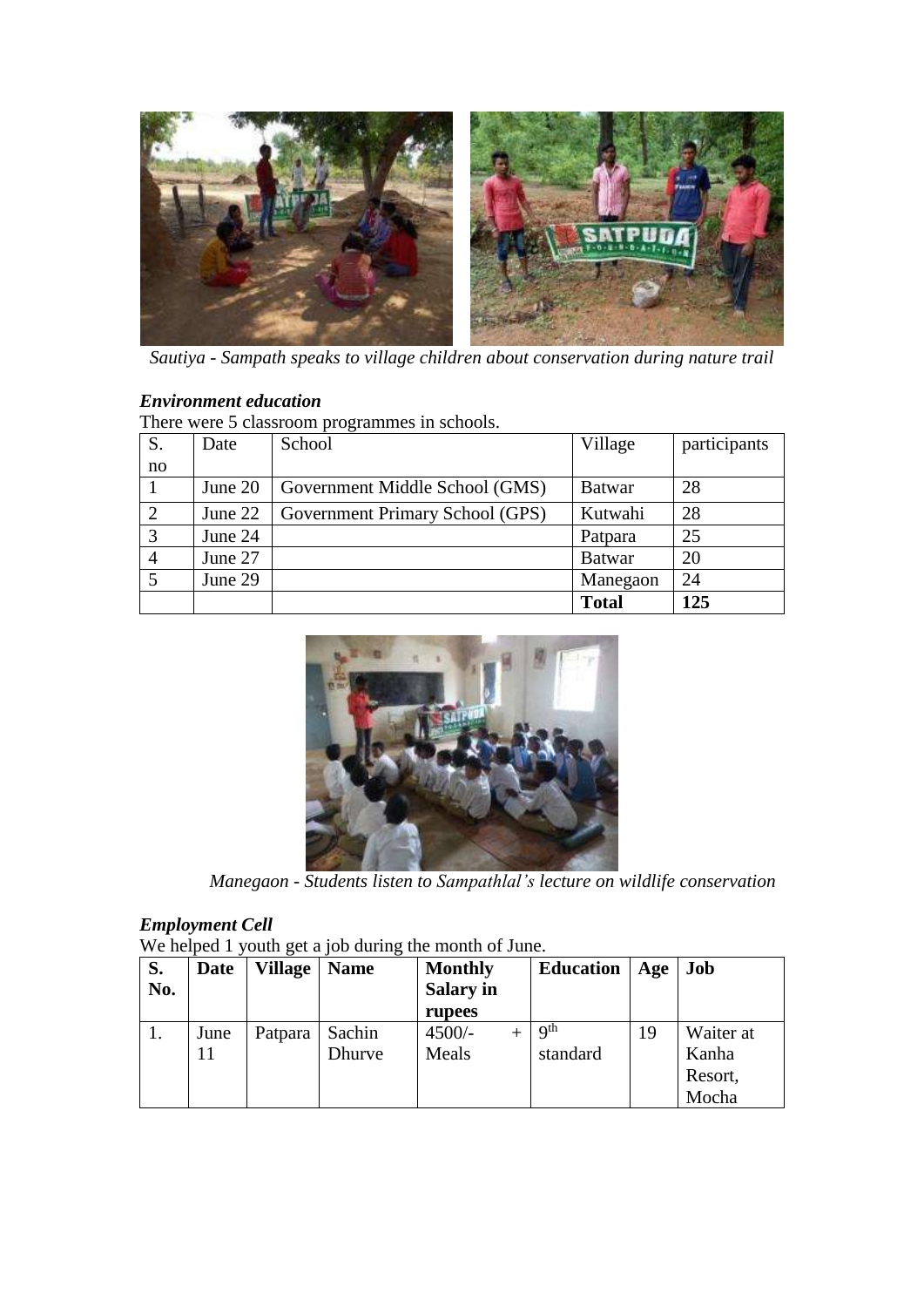*Sautiya - Sampath speaks to village children about conservation during nature trail*

### *Environment education*

There were 5 classroom programmes in schools.

| S. no | Date | School | Village | participants |
|---|---|---|---|---|
| 1 | June 20 | Government Middle School (GMS) | Batwar | 28 |
| 2 | June 22 | Government Primary School (GPS) | Kutwahi | 28 |
| 3 | June 24 | | Patpara | 25 |
| 4 | June 27 | | Batwar | 20 |
| 5 | June 29 | | Manegaon | 24 |
| | | | **Total** | **125** |

*Manegaon - Students listen to Sampathlal's lecture on wildlife conservation*

### *Employment Cell*

We helped 1 youth get a job during the month of June.

| **S. No.** | **Date** | **Village** | **Name** | **Monthly Salary in rupees** | **Education** | **Age** | **Job** |
|---|---|---|---|---|---|---|---|
| 1. | June 11 | Patpara | Sachin Dhurve | 4500/- + Meals | 9th standard | 19 | Waiter at Kanha Resort, Mocha |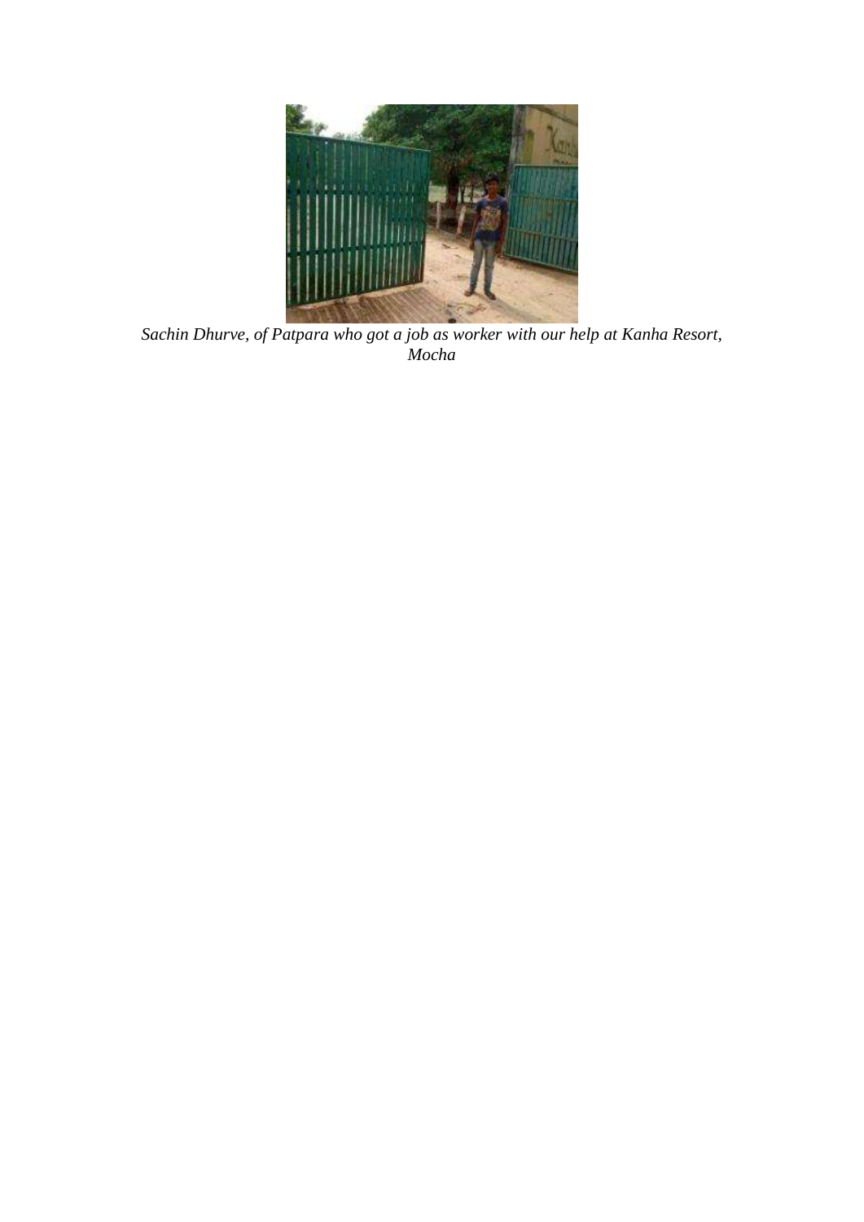*Sachin Dhurve, of Patpara who got a job as worker with our help at Kanha Resort, Mocha*